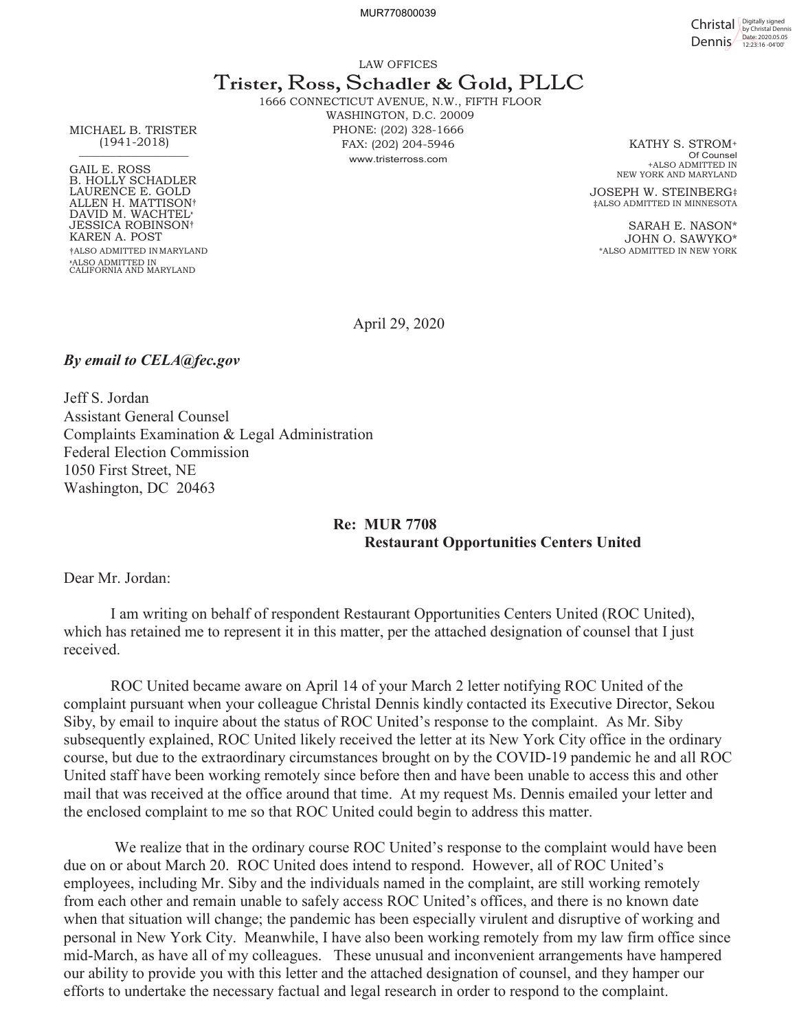MUR770800039

Christal Dennis — Digitally signed by Christal Dennis Date: 2020.05.05 12:23:16 -04'00'

LAW OFFICES

# Trister, Ross, Schadler & Gold, PLLC

1666 CONNECTICUT AVENUE, N.W., FIFTH FLOOR
WASHINGTON, D.C. 20009
PHONE: (202) 328-1666
FAX: (202) 204-5946
www.tristerross.com

MICHAEL B. TRISTER
(1941-2018)

GAIL E. ROSS
B. HOLLY SCHADLER
LAURENCE E. GOLD
ALLEN H. MATTISON†
DAVID M. WACHTEL*
JESSICA ROBINSON†
KAREN A. POST

†ALSO ADMITTED IN MARYLAND
*ALSO ADMITTED IN CALIFORNIA AND MARYLAND

KATHY S. STROM+
Of Counsel
+ALSO ADMITTED IN NEW YORK AND MARYLAND

JOSEPH W. STEINBERG‡
‡ALSO ADMITTED IN MINNESOTA

SARAH E. NASON*
JOHN O. SAWYKO*
*ALSO ADMITTED IN NEW YORK

April 29, 2020

***By email to CELA@fec.gov***

Jeff S. Jordan
Assistant General Counsel
Complaints Examination & Legal Administration
Federal Election Commission
1050 First Street, NE
Washington, DC 20463

**Re: MUR 7708**
**Restaurant Opportunities Centers United**

Dear Mr. Jordan:

I am writing on behalf of respondent Restaurant Opportunities Centers United (ROC United), which has retained me to represent it in this matter, per the attached designation of counsel that I just received.

ROC United became aware on April 14 of your March 2 letter notifying ROC United of the complaint pursuant when your colleague Christal Dennis kindly contacted its Executive Director, Sekou Siby, by email to inquire about the status of ROC United's response to the complaint. As Mr. Siby subsequently explained, ROC United likely received the letter at its New York City office in the ordinary course, but due to the extraordinary circumstances brought on by the COVID-19 pandemic he and all ROC United staff have been working remotely since before then and have been unable to access this and other mail that was received at the office around that time. At my request Ms. Dennis emailed your letter and the enclosed complaint to me so that ROC United could begin to address this matter.

We realize that in the ordinary course ROC United's response to the complaint would have been due on or about March 20. ROC United does intend to respond. However, all of ROC United's employees, including Mr. Siby and the individuals named in the complaint, are still working remotely from each other and remain unable to safely access ROC United's offices, and there is no known date when that situation will change; the pandemic has been especially virulent and disruptive of working and personal in New York City. Meanwhile, I have also been working remotely from my law firm office since mid-March, as have all of my colleagues. These unusual and inconvenient arrangements have hampered our ability to provide you with this letter and the attached designation of counsel, and they hamper our efforts to undertake the necessary factual and legal research in order to respond to the complaint.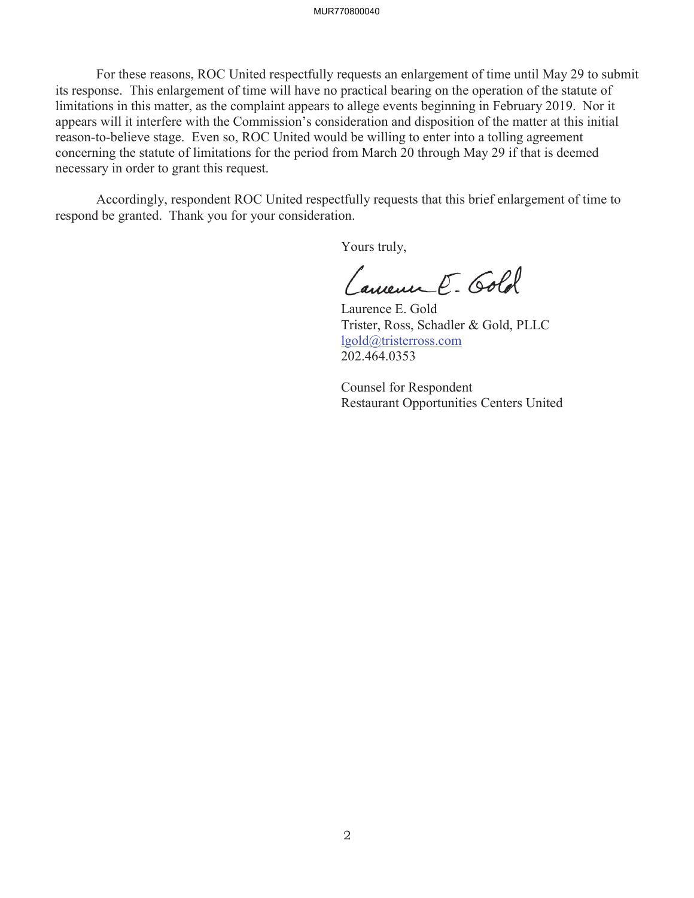For these reasons, ROC United respectfully requests an enlargement of time until May 29 to submit its response. This enlargement of time will have no practical bearing on the operation of the statute of limitations in this matter, as the complaint appears to allege events beginning in February 2019. Nor it appears will it interfere with the Commission's consideration and disposition of the matter at this initial reason-to-believe stage. Even so, ROC United would be willing to enter into a tolling agreement concerning the statute of limitations for the period from March 20 through May 29 if that is deemed necessary in order to grant this request.

Accordingly, respondent ROC United respectfully requests that this brief enlargement of time to respond be granted. Thank you for your consideration.

Yours truly,

Laurence E. Gold
Trister, Ross, Schadler & Gold, PLLC
lgold@tristerross.com
202.464.0353

Counsel for Respondent
Restaurant Opportunities Centers United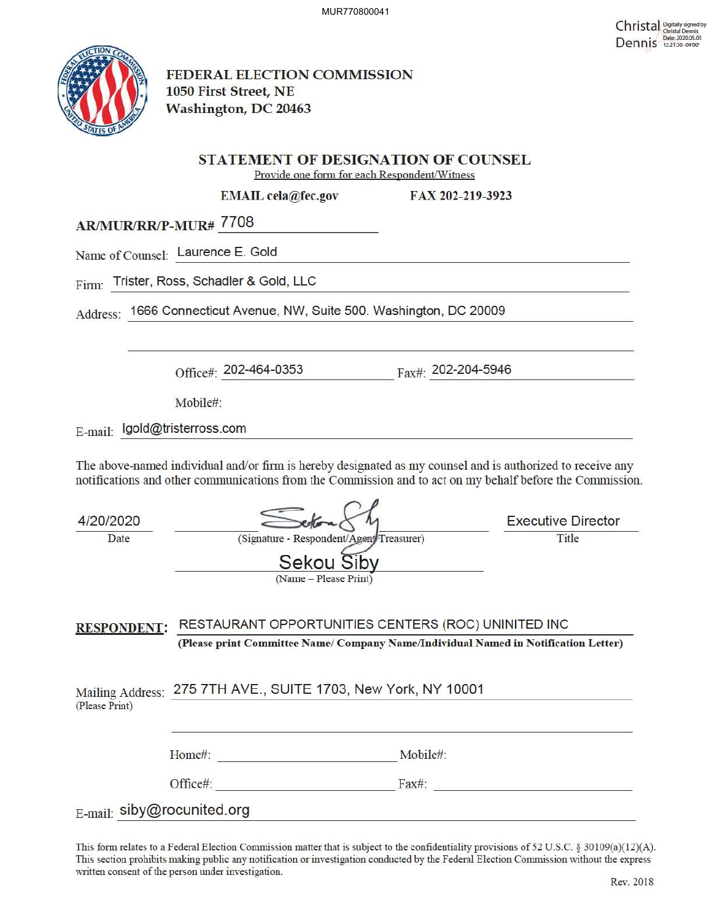MUR770800041

Christal Dennis Digitally signed by Christal Dennis Date: 2020.05.05 12:21:30 -04'00'

**FEDERAL ELECTION COMMISSION**
**1050 First Street, NE**
**Washington, DC 20463**

## STATEMENT OF DESIGNATION OF COUNSEL

Provide one form for each Respondent/Witness

**EMAIL cela@fec.gov** **FAX 202-219-3923**

**AR/MUR/RR/P-MUR#** 7708

Name of Counsel: Laurence E. Gold

Firm: Trister, Ross, Schadler & Gold, LLC

Address: 1666 Connecticut Avenue, NW, Suite 500. Washington, DC 20009

Office#: 202-464-0353 Fax#: 202-204-5946

Mobile#:

E-mail: lgold@tristerross.com

The above-named individual and/or firm is hereby designated as my counsel and is authorized to receive any notifications and other communications from the Commission and to act on my behalf before the Commission.

4/20/2020 — Date

[Signature] — (Signature - Respondent/Agent/Treasurer)

Executive Director — Title

Sekou Siby — (Name – Please Print)

**RESPONDENT:** RESTAURANT OPPORTUNITIES CENTERS (ROC) UNINITED INC
**(Please print Committee Name/ Company Name/Individual Named in Notification Letter)**

Mailing Address: 275 7TH AVE., SUITE 1703, New York, NY 10001
(Please Print)

Home#: Mobile#:

Office#: Fax#:

E-mail: siby@rocunited.org

This form relates to a Federal Election Commission matter that is subject to the confidentiality provisions of 52 U.S.C. § 30109(a)(12)(A). This section prohibits making public any notification or investigation conducted by the Federal Election Commission without the express written consent of the person under investigation.

Rev. 2018